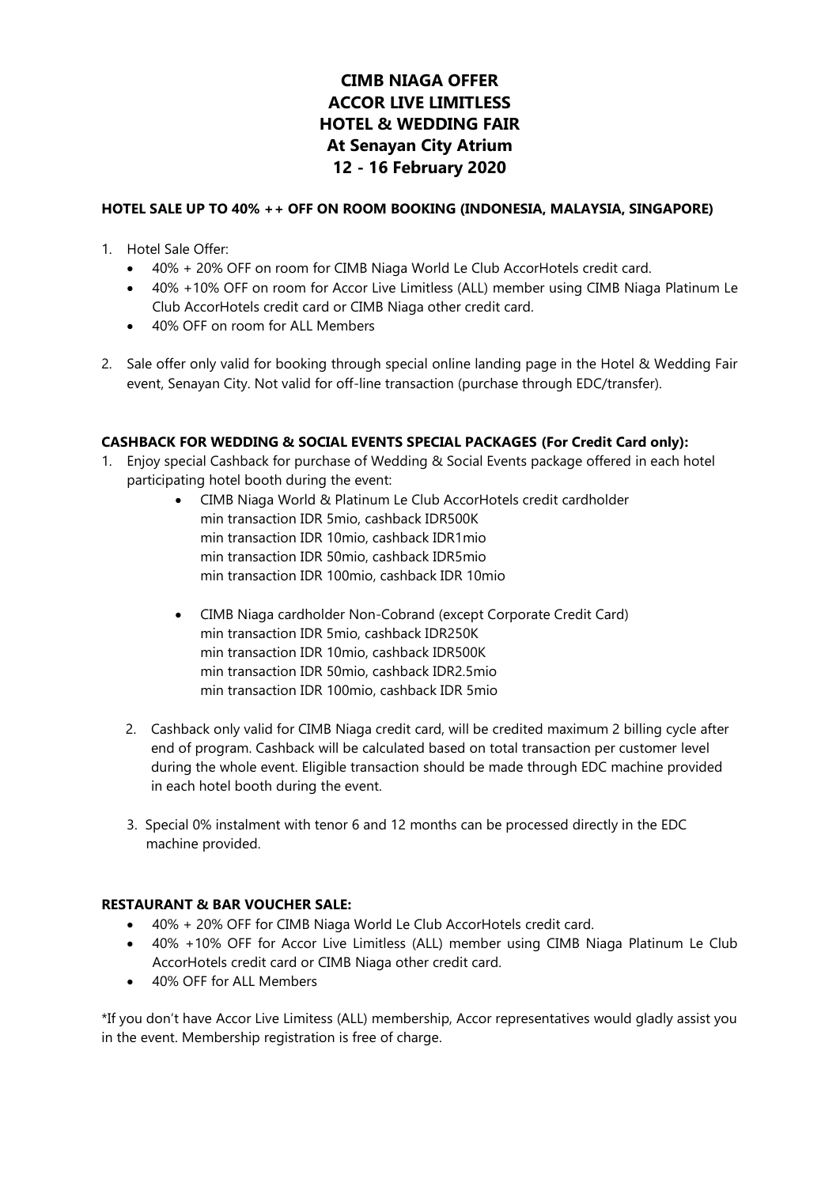# CIMB NIAGA OFFER
# ACCOR LIVE LIMITLESS
# HOTEL & WEDDING FAIR
# At Senayan City Atrium
# 12 - 16 February 2020

**HOTEL SALE UP TO 40% ++ OFF ON ROOM BOOKING (INDONESIA, MALAYSIA, SINGAPORE)**

1. Hotel Sale Offer:
   - 40% + 20% OFF on room for CIMB Niaga World Le Club AccorHotels credit card.
   - 40% +10% OFF on room for Accor Live Limitless (ALL) member using CIMB Niaga Platinum Le Club AccorHotels credit card or CIMB Niaga other credit card.
   - 40% OFF on room for ALL Members

2. Sale offer only valid for booking through special online landing page in the Hotel & Wedding Fair event, Senayan City. Not valid for off-line transaction (purchase through EDC/transfer).

**CASHBACK FOR WEDDING & SOCIAL EVENTS SPECIAL PACKAGES (For Credit Card only):**

1. Enjoy special Cashback for purchase of Wedding & Social Events package offered in each hotel participating hotel booth during the event:
   - CIMB Niaga World & Platinum Le Club AccorHotels credit cardholder
     min transaction IDR 5mio, cashback IDR500K
     min transaction IDR 10mio, cashback IDR1mio
     min transaction IDR 50mio, cashback IDR5mio
     min transaction IDR 100mio, cashback IDR 10mio

   - CIMB Niaga cardholder Non-Cobrand (except Corporate Credit Card)
     min transaction IDR 5mio, cashback IDR250K
     min transaction IDR 10mio, cashback IDR500K
     min transaction IDR 50mio, cashback IDR2.5mio
     min transaction IDR 100mio, cashback IDR 5mio

2. Cashback only valid for CIMB Niaga credit card, will be credited maximum 2 billing cycle after end of program. Cashback will be calculated based on total transaction per customer level during the whole event. Eligible transaction should be made through EDC machine provided in each hotel booth during the event.

3. Special 0% instalment with tenor 6 and 12 months can be processed directly in the EDC machine provided.

**RESTAURANT & BAR VOUCHER SALE:**

- 40% + 20% OFF for CIMB Niaga World Le Club AccorHotels credit card.
- 40% +10% OFF for Accor Live Limitless (ALL) member using CIMB Niaga Platinum Le Club AccorHotels credit card or CIMB Niaga other credit card.
- 40% OFF for ALL Members

*If you don't have Accor Live Limitess (ALL) membership, Accor representatives would gladly assist you in the event. Membership registration is free of charge.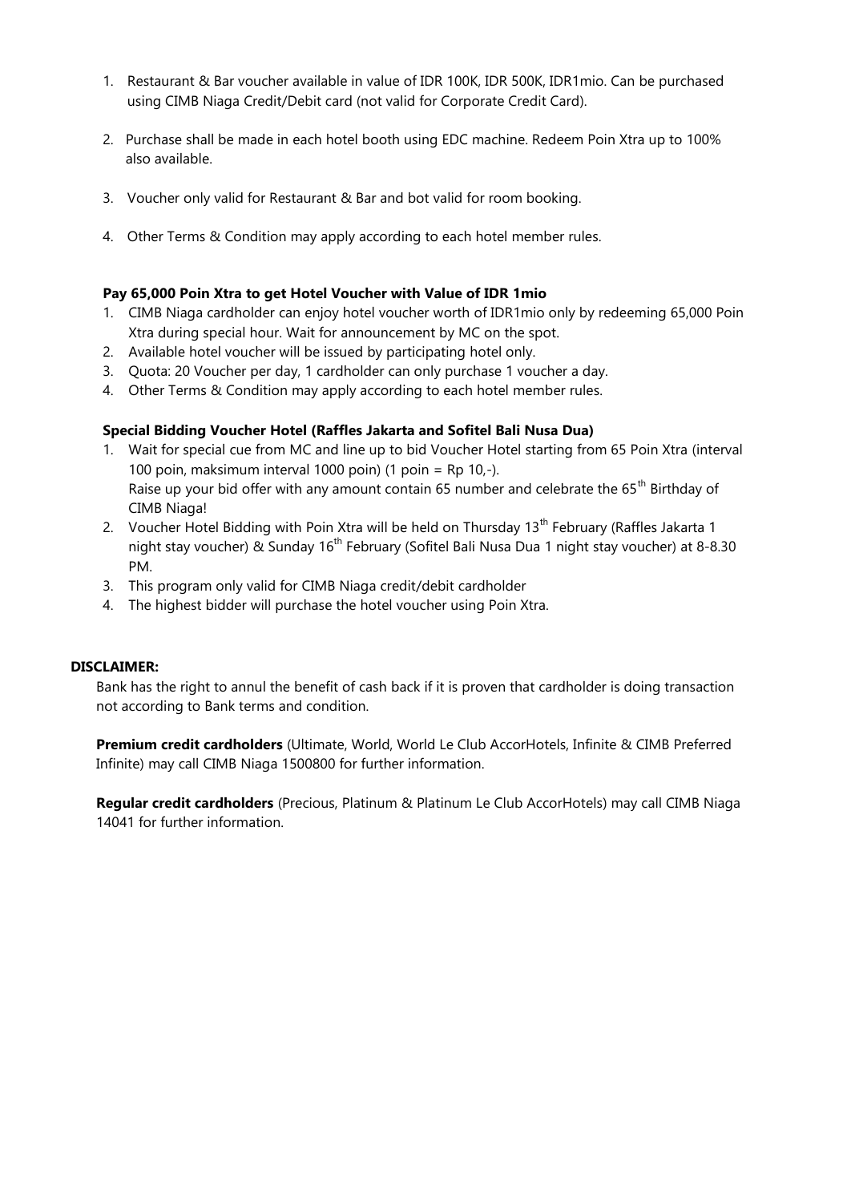1. Restaurant & Bar voucher available in value of IDR 100K, IDR 500K, IDR1mio. Can be purchased using CIMB Niaga Credit/Debit card (not valid for Corporate Credit Card).

2. Purchase shall be made in each hotel booth using EDC machine. Redeem Poin Xtra up to 100% also available.

3. Voucher only valid for Restaurant & Bar and bot valid for room booking.

4. Other Terms & Condition may apply according to each hotel member rules.

**Pay 65,000 Poin Xtra to get Hotel Voucher with Value of IDR 1mio**

1. CIMB Niaga cardholder can enjoy hotel voucher worth of IDR1mio only by redeeming 65,000 Poin Xtra during special hour. Wait for announcement by MC on the spot.
2. Available hotel voucher will be issued by participating hotel only.
3. Quota: 20 Voucher per day, 1 cardholder can only purchase 1 voucher a day.
4. Other Terms & Condition may apply according to each hotel member rules.

**Special Bidding Voucher Hotel (Raffles Jakarta and Sofitel Bali Nusa Dua)**

1. Wait for special cue from MC and line up to bid Voucher Hotel starting from 65 Poin Xtra (interval 100 poin, maksimum interval 1000 poin) (1 poin = Rp 10,-).
   Raise up your bid offer with any amount contain 65 number and celebrate the 65th Birthday of CIMB Niaga!
2. Voucher Hotel Bidding with Poin Xtra will be held on Thursday 13th February (Raffles Jakarta 1 night stay voucher) & Sunday 16th February (Sofitel Bali Nusa Dua 1 night stay voucher) at 8-8.30 PM.
3. This program only valid for CIMB Niaga credit/debit cardholder
4. The highest bidder will purchase the hotel voucher using Poin Xtra.

**DISCLAIMER:**

Bank has the right to annul the benefit of cash back if it is proven that cardholder is doing transaction not according to Bank terms and condition.

**Premium credit cardholders** (Ultimate, World, World Le Club AccorHotels, Infinite & CIMB Preferred Infinite) may call CIMB Niaga 1500800 for further information.

**Regular credit cardholders** (Precious, Platinum & Platinum Le Club AccorHotels) may call CIMB Niaga 14041 for further information.